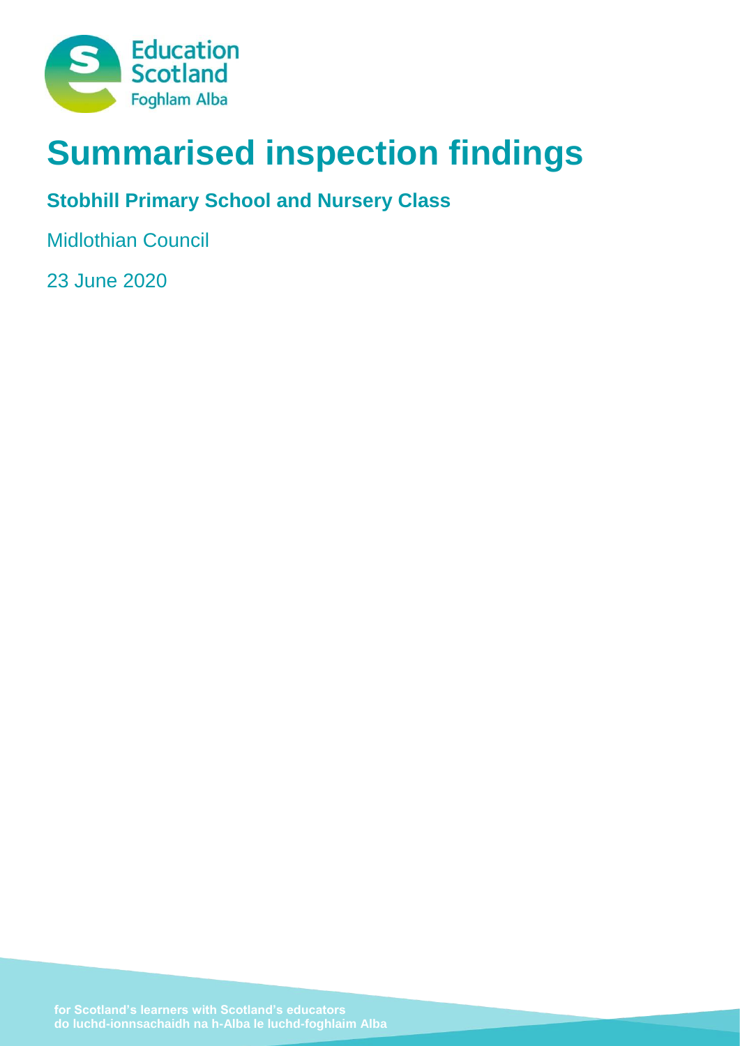Education Scotland
Foghlam Alba

# Summarised inspection findings

## Stobhill Primary School and Nursery Class

Midlothian Council

23 June 2020

for Scotland's learners with Scotland's educators
do luchd-ionnsachaidh na h-Alba le luchd-foghlaim Alba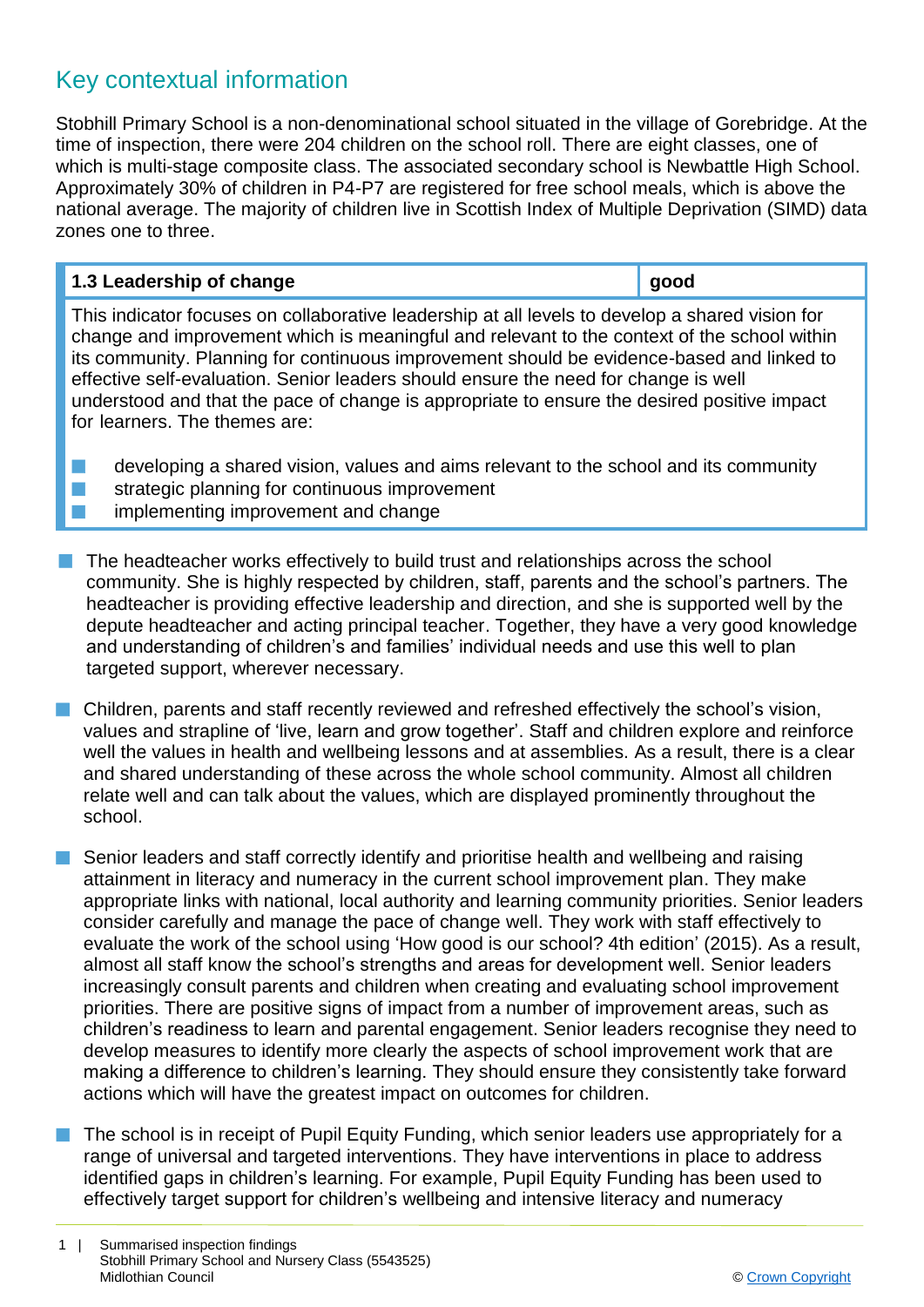## Key contextual information

Stobhill Primary School is a non-denominational school situated in the village of Gorebridge. At the time of inspection, there were 204 children on the school roll. There are eight classes, one of which is multi-stage composite class. The associated secondary school is Newbattle High School. Approximately 30% of children in P4-P7 are registered for free school meals, which is above the national average. The majority of children live in Scottish Index of Multiple Deprivation (SIMD) data zones one to three.

| 1.3 Leadership of change | good |
|---|---|
| This indicator focuses on collaborative leadership at all levels to develop a shared vision for change and improvement which is meaningful and relevant to the context of the school within its community. Planning for continuous improvement should be evidence-based and linked to effective self-evaluation. Senior leaders should ensure the need for change is well understood and that the pace of change is appropriate to ensure the desired positive impact for learners. The themes are: <br> ■ developing a shared vision, values and aims relevant to the school and its community <br> ■ strategic planning for continuous improvement <br> ■ implementing improvement and change | |

- The headteacher works effectively to build trust and relationships across the school community. She is highly respected by children, staff, parents and the school's partners. The headteacher is providing effective leadership and direction, and she is supported well by the depute headteacher and acting principal teacher. Together, they have a very good knowledge and understanding of children's and families' individual needs and use this well to plan targeted support, wherever necessary.

- Children, parents and staff recently reviewed and refreshed effectively the school's vision, values and strapline of 'live, learn and grow together'. Staff and children explore and reinforce well the values in health and wellbeing lessons and at assemblies. As a result, there is a clear and shared understanding of these across the whole school community. Almost all children relate well and can talk about the values, which are displayed prominently throughout the school.

- Senior leaders and staff correctly identify and prioritise health and wellbeing and raising attainment in literacy and numeracy in the current school improvement plan. They make appropriate links with national, local authority and learning community priorities. Senior leaders consider carefully and manage the pace of change well. They work with staff effectively to evaluate the work of the school using 'How good is our school? 4th edition' (2015). As a result, almost all staff know the school's strengths and areas for development well. Senior leaders increasingly consult parents and children when creating and evaluating school improvement priorities. There are positive signs of impact from a number of improvement areas, such as children's readiness to learn and parental engagement. Senior leaders recognise they need to develop measures to identify more clearly the aspects of school improvement work that are making a difference to children's learning. They should ensure they consistently take forward actions which will have the greatest impact on outcomes for children.

- The school is in receipt of Pupil Equity Funding, which senior leaders use appropriately for a range of universal and targeted interventions. They have interventions in place to address identified gaps in children's learning. For example, Pupil Equity Funding has been used to effectively target support for children's wellbeing and intensive literacy and numeracy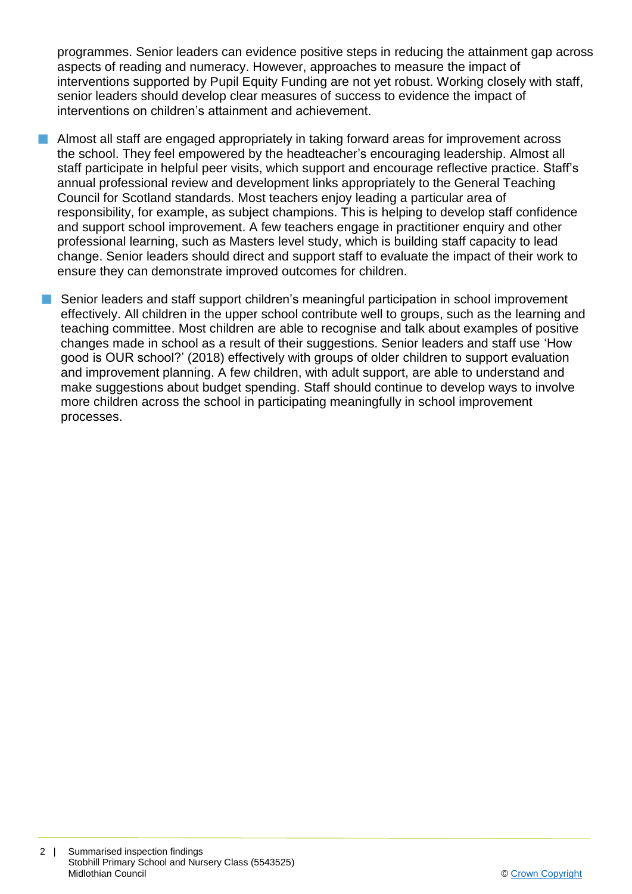programmes. Senior leaders can evidence positive steps in reducing the attainment gap across aspects of reading and numeracy. However, approaches to measure the impact of interventions supported by Pupil Equity Funding are not yet robust. Working closely with staff, senior leaders should develop clear measures of success to evidence the impact of interventions on children's attainment and achievement.

- Almost all staff are engaged appropriately in taking forward areas for improvement across the school. They feel empowered by the headteacher's encouraging leadership. Almost all staff participate in helpful peer visits, which support and encourage reflective practice. Staff's annual professional review and development links appropriately to the General Teaching Council for Scotland standards. Most teachers enjoy leading a particular area of responsibility, for example, as subject champions. This is helping to develop staff confidence and support school improvement. A few teachers engage in practitioner enquiry and other professional learning, such as Masters level study, which is building staff capacity to lead change. Senior leaders should direct and support staff to evaluate the impact of their work to ensure they can demonstrate improved outcomes for children.

- Senior leaders and staff support children's meaningful participation in school improvement effectively. All children in the upper school contribute well to groups, such as the learning and teaching committee. Most children are able to recognise and talk about examples of positive changes made in school as a result of their suggestions. Senior leaders and staff use 'How good is OUR school?' (2018) effectively with groups of older children to support evaluation and improvement planning. A few children, with adult support, are able to understand and make suggestions about budget spending. Staff should continue to develop ways to involve more children across the school in participating meaningfully in school improvement processes.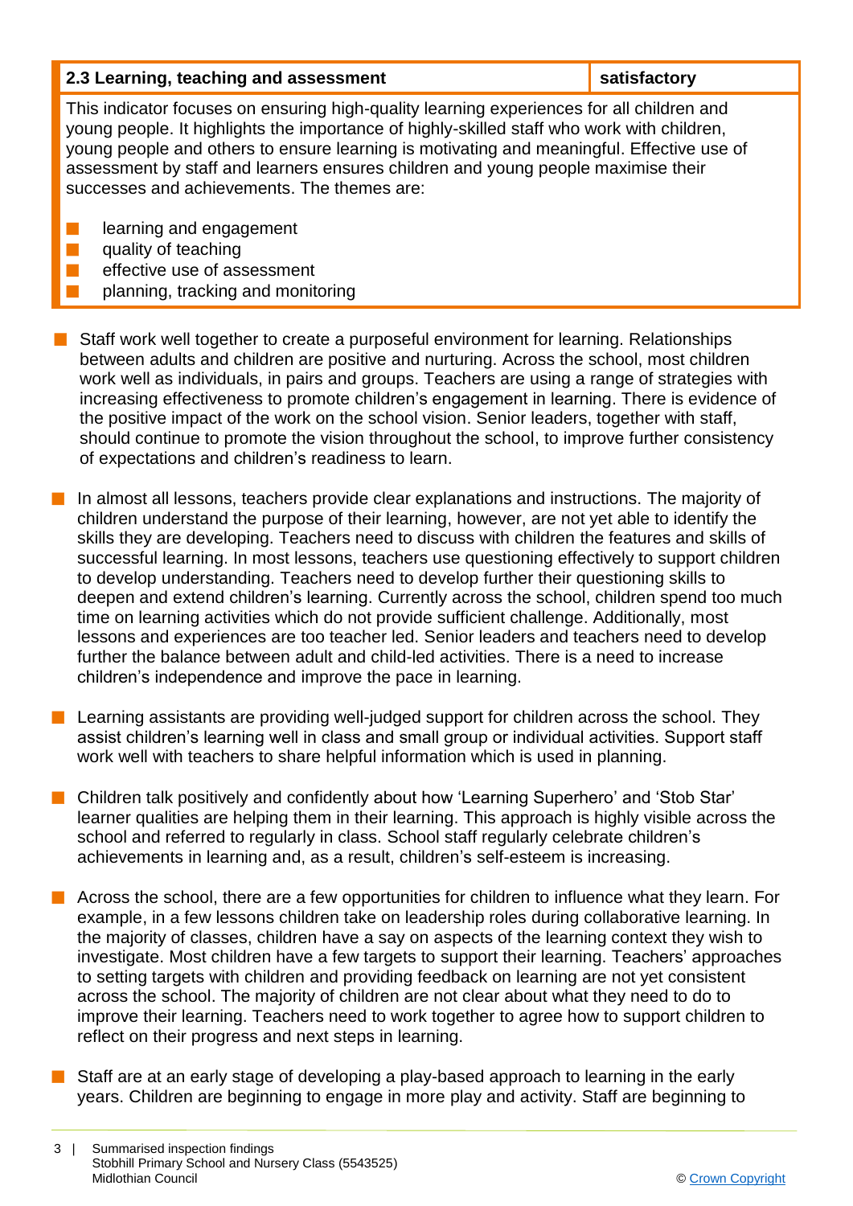| 2.3 Learning, teaching and assessment | satisfactory |
|---|---|

This indicator focuses on ensuring high-quality learning experiences for all children and young people. It highlights the importance of highly-skilled staff who work with children, young people and others to ensure learning is motivating and meaningful. Effective use of assessment by staff and learners ensures children and young people maximise their successes and achievements. The themes are:

- learning and engagement
- quality of teaching
- effective use of assessment
- planning, tracking and monitoring

- Staff work well together to create a purposeful environment for learning. Relationships between adults and children are positive and nurturing. Across the school, most children work well as individuals, in pairs and groups. Teachers are using a range of strategies with increasing effectiveness to promote children's engagement in learning. There is evidence of the positive impact of the work on the school vision. Senior leaders, together with staff, should continue to promote the vision throughout the school, to improve further consistency of expectations and children's readiness to learn.

- In almost all lessons, teachers provide clear explanations and instructions. The majority of children understand the purpose of their learning, however, are not yet able to identify the skills they are developing. Teachers need to discuss with children the features and skills of successful learning. In most lessons, teachers use questioning effectively to support children to develop understanding. Teachers need to develop further their questioning skills to deepen and extend children's learning. Currently across the school, children spend too much time on learning activities which do not provide sufficient challenge. Additionally, most lessons and experiences are too teacher led. Senior leaders and teachers need to develop further the balance between adult and child-led activities. There is a need to increase children's independence and improve the pace in learning.

- Learning assistants are providing well-judged support for children across the school. They assist children's learning well in class and small group or individual activities. Support staff work well with teachers to share helpful information which is used in planning.

- Children talk positively and confidently about how 'Learning Superhero' and 'Stob Star' learner qualities are helping them in their learning. This approach is highly visible across the school and referred to regularly in class. School staff regularly celebrate children's achievements in learning and, as a result, children's self-esteem is increasing.

- Across the school, there are a few opportunities for children to influence what they learn. For example, in a few lessons children take on leadership roles during collaborative learning. In the majority of classes, children have a say on aspects of the learning context they wish to investigate. Most children have a few targets to support their learning. Teachers' approaches to setting targets with children and providing feedback on learning are not yet consistent across the school. The majority of children are not clear about what they need to do to improve their learning. Teachers need to work together to agree how to support children to reflect on their progress and next steps in learning.

- Staff are at an early stage of developing a play-based approach to learning in the early years. Children are beginning to engage in more play and activity. Staff are beginning to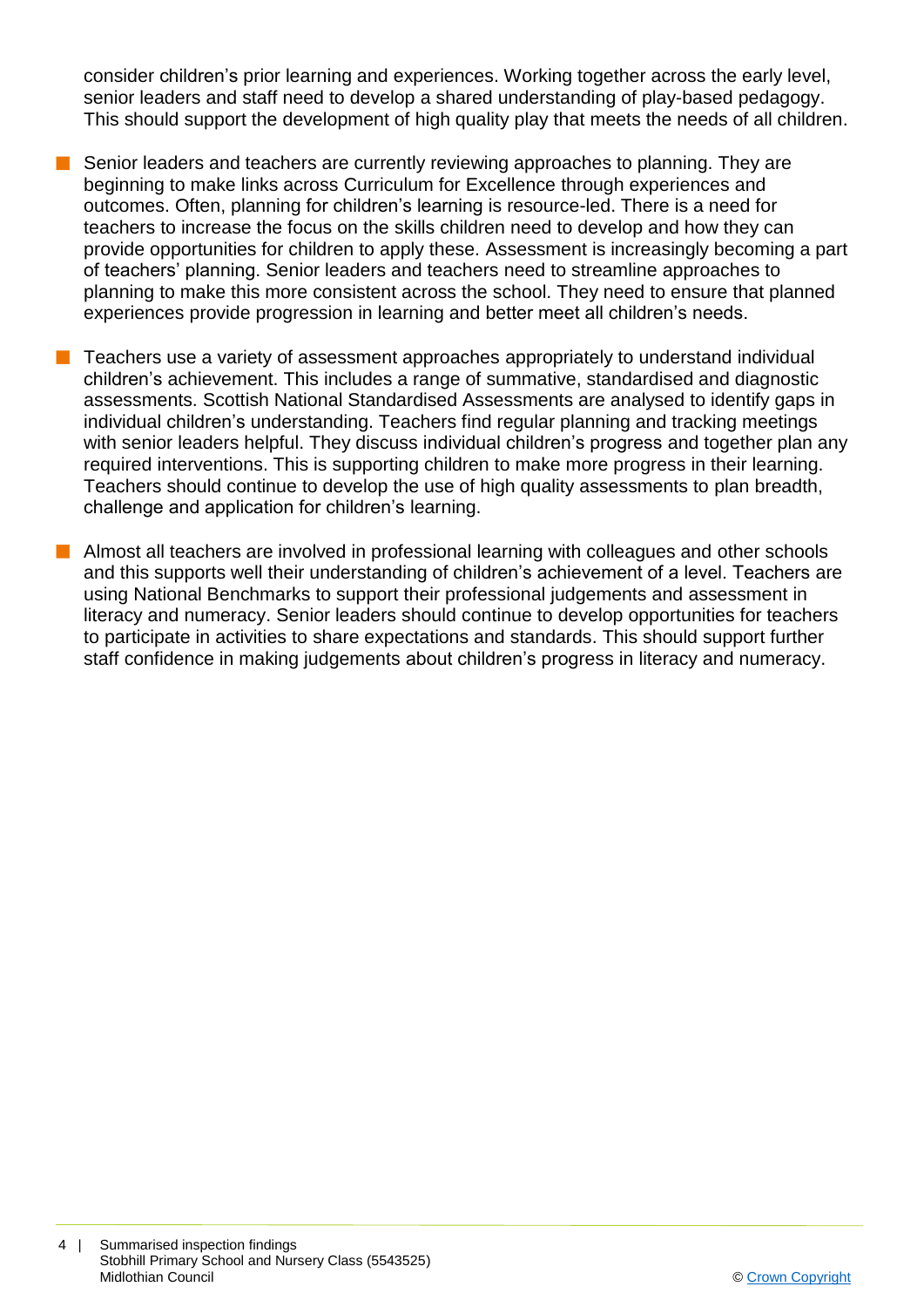consider children's prior learning and experiences. Working together across the early level, senior leaders and staff need to develop a shared understanding of play-based pedagogy. This should support the development of high quality play that meets the needs of all children.

- Senior leaders and teachers are currently reviewing approaches to planning. They are beginning to make links across Curriculum for Excellence through experiences and outcomes. Often, planning for children's learning is resource-led. There is a need for teachers to increase the focus on the skills children need to develop and how they can provide opportunities for children to apply these. Assessment is increasingly becoming a part of teachers' planning. Senior leaders and teachers need to streamline approaches to planning to make this more consistent across the school. They need to ensure that planned experiences provide progression in learning and better meet all children's needs.

- Teachers use a variety of assessment approaches appropriately to understand individual children's achievement. This includes a range of summative, standardised and diagnostic assessments. Scottish National Standardised Assessments are analysed to identify gaps in individual children's understanding. Teachers find regular planning and tracking meetings with senior leaders helpful. They discuss individual children's progress and together plan any required interventions. This is supporting children to make more progress in their learning. Teachers should continue to develop the use of high quality assessments to plan breadth, challenge and application for children's learning.

- Almost all teachers are involved in professional learning with colleagues and other schools and this supports well their understanding of children's achievement of a level. Teachers are using National Benchmarks to support their professional judgements and assessment in literacy and numeracy. Senior leaders should continue to develop opportunities for teachers to participate in activities to share expectations and standards. This should support further staff confidence in making judgements about children's progress in literacy and numeracy.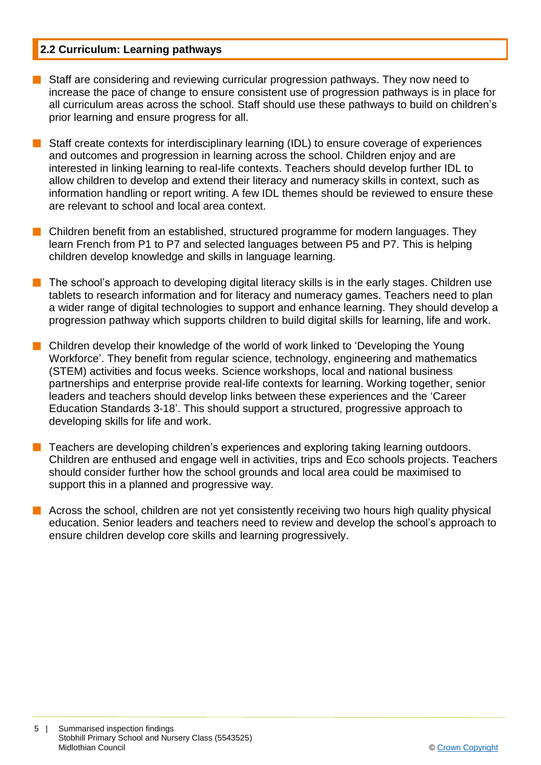## 2.2 Curriculum: Learning pathways

- Staff are considering and reviewing curricular progression pathways. They now need to increase the pace of change to ensure consistent use of progression pathways is in place for all curriculum areas across the school. Staff should use these pathways to build on children's prior learning and ensure progress for all.

- Staff create contexts for interdisciplinary learning (IDL) to ensure coverage of experiences and outcomes and progression in learning across the school. Children enjoy and are interested in linking learning to real-life contexts. Teachers should develop further IDL to allow children to develop and extend their literacy and numeracy skills in context, such as information handling or report writing. A few IDL themes should be reviewed to ensure these are relevant to school and local area context.

- Children benefit from an established, structured programme for modern languages. They learn French from P1 to P7 and selected languages between P5 and P7. This is helping children develop knowledge and skills in language learning.

- The school's approach to developing digital literacy skills is in the early stages. Children use tablets to research information and for literacy and numeracy games. Teachers need to plan a wider range of digital technologies to support and enhance learning. They should develop a progression pathway which supports children to build digital skills for learning, life and work.

- Children develop their knowledge of the world of work linked to 'Developing the Young Workforce'. They benefit from regular science, technology, engineering and mathematics (STEM) activities and focus weeks. Science workshops, local and national business partnerships and enterprise provide real-life contexts for learning. Working together, senior leaders and teachers should develop links between these experiences and the 'Career Education Standards 3-18'. This should support a structured, progressive approach to developing skills for life and work.

- Teachers are developing children's experiences and exploring taking learning outdoors. Children are enthused and engage well in activities, trips and Eco schools projects. Teachers should consider further how the school grounds and local area could be maximised to support this in a planned and progressive way.

- Across the school, children are not yet consistently receiving two hours high quality physical education. Senior leaders and teachers need to review and develop the school's approach to ensure children develop core skills and learning progressively.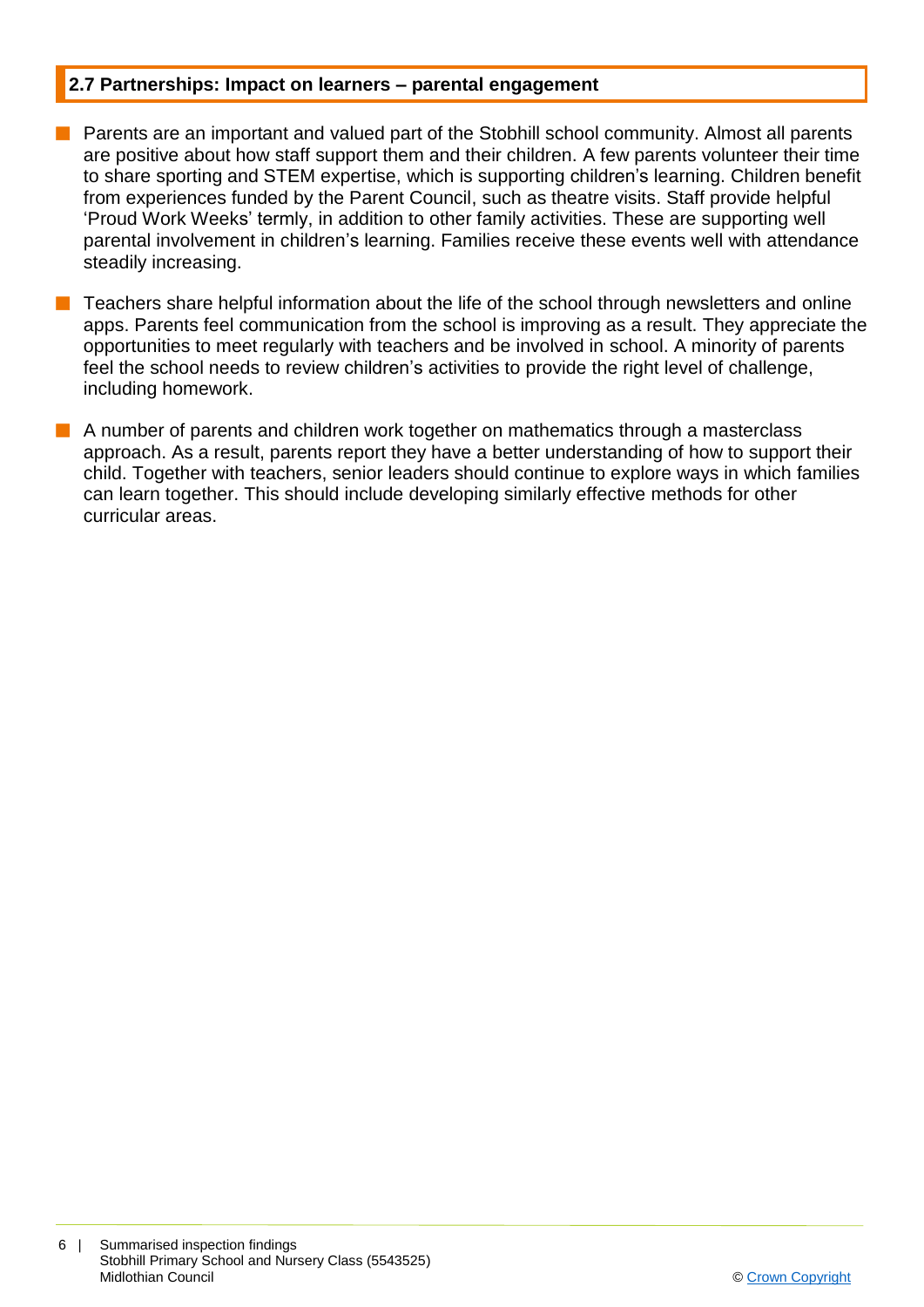## 2.7 Partnerships: Impact on learners – parental engagement

- Parents are an important and valued part of the Stobhill school community. Almost all parents are positive about how staff support them and their children. A few parents volunteer their time to share sporting and STEM expertise, which is supporting children's learning. Children benefit from experiences funded by the Parent Council, such as theatre visits. Staff provide helpful 'Proud Work Weeks' termly, in addition to other family activities. These are supporting well parental involvement in children's learning. Families receive these events well with attendance steadily increasing.
- Teachers share helpful information about the life of the school through newsletters and online apps. Parents feel communication from the school is improving as a result. They appreciate the opportunities to meet regularly with teachers and be involved in school. A minority of parents feel the school needs to review children's activities to provide the right level of challenge, including homework.
- A number of parents and children work together on mathematics through a masterclass approach. As a result, parents report they have a better understanding of how to support their child. Together with teachers, senior leaders should continue to explore ways in which families can learn together. This should include developing similarly effective methods for other curricular areas.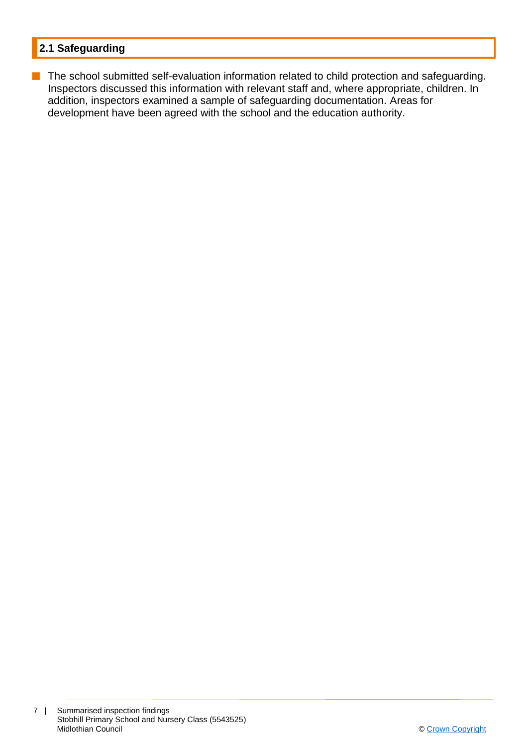## 2.1 Safeguarding

- The school submitted self-evaluation information related to child protection and safeguarding. Inspectors discussed this information with relevant staff and, where appropriate, children. In addition, inspectors examined a sample of safeguarding documentation. Areas for development have been agreed with the school and the education authority.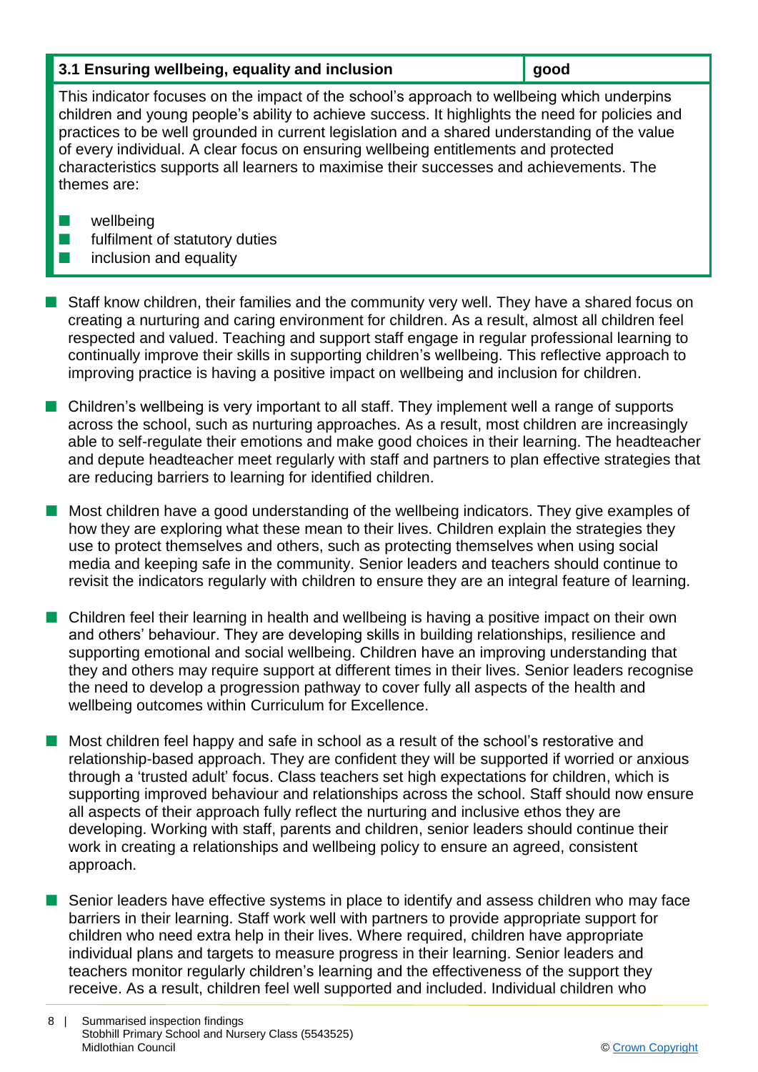| 3.1 Ensuring wellbeing, equality and inclusion | good |
|---|---|

This indicator focuses on the impact of the school's approach to wellbeing which underpins children and young people's ability to achieve success. It highlights the need for policies and practices to be well grounded in current legislation and a shared understanding of the value of every individual. A clear focus on ensuring wellbeing entitlements and protected characteristics supports all learners to maximise their successes and achievements. The themes are:

- wellbeing
- fulfilment of statutory duties
- inclusion and equality

- Staff know children, their families and the community very well. They have a shared focus on creating a nurturing and caring environment for children. As a result, almost all children feel respected and valued. Teaching and support staff engage in regular professional learning to continually improve their skills in supporting children's wellbeing. This reflective approach to improving practice is having a positive impact on wellbeing and inclusion for children.

- Children's wellbeing is very important to all staff. They implement well a range of supports across the school, such as nurturing approaches. As a result, most children are increasingly able to self-regulate their emotions and make good choices in their learning. The headteacher and depute headteacher meet regularly with staff and partners to plan effective strategies that are reducing barriers to learning for identified children.

- Most children have a good understanding of the wellbeing indicators. They give examples of how they are exploring what these mean to their lives. Children explain the strategies they use to protect themselves and others, such as protecting themselves when using social media and keeping safe in the community. Senior leaders and teachers should continue to revisit the indicators regularly with children to ensure they are an integral feature of learning.

- Children feel their learning in health and wellbeing is having a positive impact on their own and others' behaviour. They are developing skills in building relationships, resilience and supporting emotional and social wellbeing. Children have an improving understanding that they and others may require support at different times in their lives. Senior leaders recognise the need to develop a progression pathway to cover fully all aspects of the health and wellbeing outcomes within Curriculum for Excellence.

- Most children feel happy and safe in school as a result of the school's restorative and relationship-based approach. They are confident they will be supported if worried or anxious through a 'trusted adult' focus. Class teachers set high expectations for children, which is supporting improved behaviour and relationships across the school. Staff should now ensure all aspects of their approach fully reflect the nurturing and inclusive ethos they are developing. Working with staff, parents and children, senior leaders should continue their work in creating a relationships and wellbeing policy to ensure an agreed, consistent approach.

- Senior leaders have effective systems in place to identify and assess children who may face barriers in their learning. Staff work well with partners to provide appropriate support for children who need extra help in their lives. Where required, children have appropriate individual plans and targets to measure progress in their learning. Senior leaders and teachers monitor regularly children's learning and the effectiveness of the support they receive. As a result, children feel well supported and included. Individual children who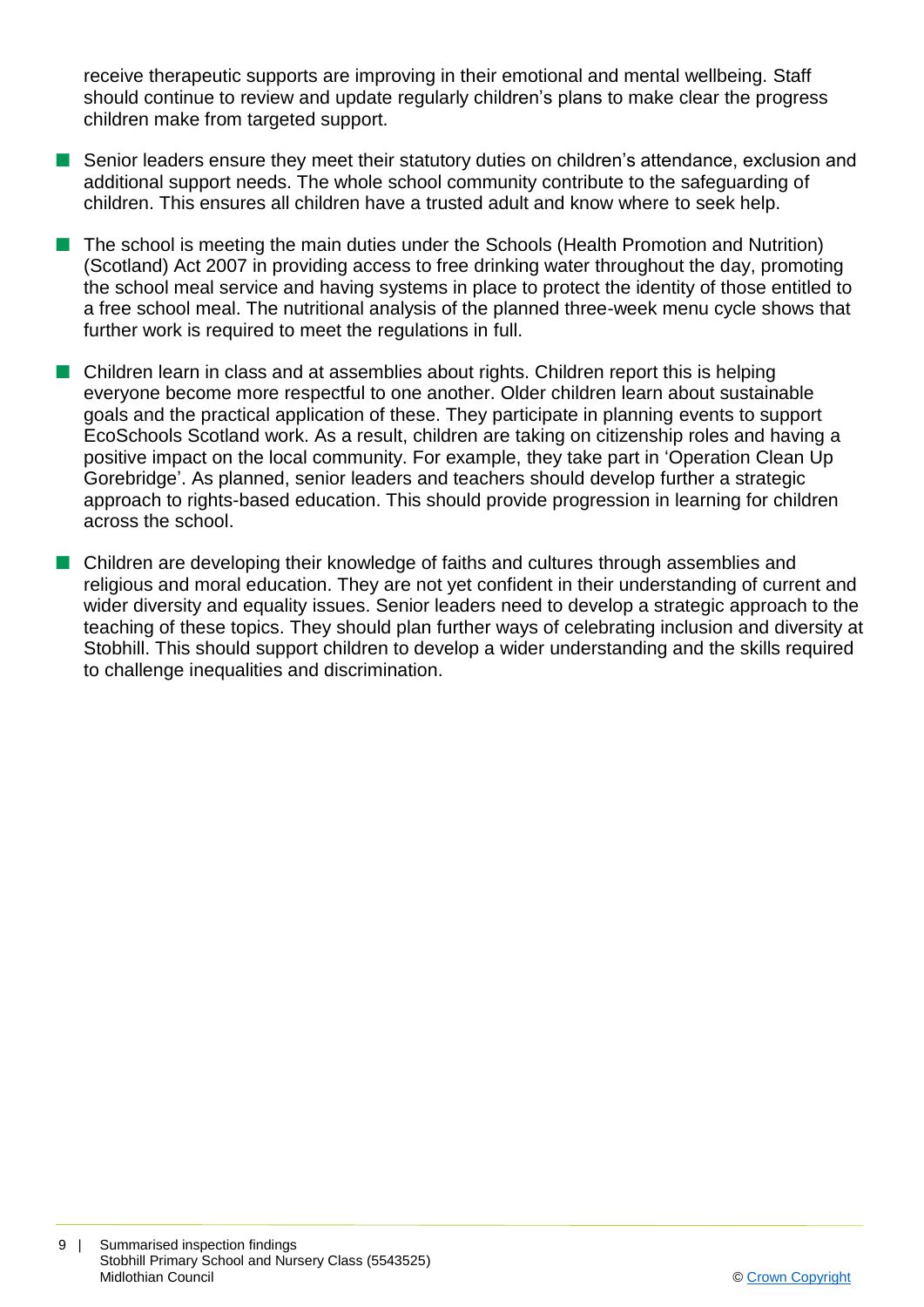receive therapeutic supports are improving in their emotional and mental wellbeing. Staff should continue to review and update regularly children's plans to make clear the progress children make from targeted support.

- Senior leaders ensure they meet their statutory duties on children's attendance, exclusion and additional support needs. The whole school community contribute to the safeguarding of children. This ensures all children have a trusted adult and know where to seek help.

- The school is meeting the main duties under the Schools (Health Promotion and Nutrition) (Scotland) Act 2007 in providing access to free drinking water throughout the day, promoting the school meal service and having systems in place to protect the identity of those entitled to a free school meal. The nutritional analysis of the planned three-week menu cycle shows that further work is required to meet the regulations in full.

- Children learn in class and at assemblies about rights. Children report this is helping everyone become more respectful to one another. Older children learn about sustainable goals and the practical application of these. They participate in planning events to support EcoSchools Scotland work. As a result, children are taking on citizenship roles and having a positive impact on the local community. For example, they take part in 'Operation Clean Up Gorebridge'. As planned, senior leaders and teachers should develop further a strategic approach to rights-based education. This should provide progression in learning for children across the school.

- Children are developing their knowledge of faiths and cultures through assemblies and religious and moral education. They are not yet confident in their understanding of current and wider diversity and equality issues. Senior leaders need to develop a strategic approach to the teaching of these topics. They should plan further ways of celebrating inclusion and diversity at Stobhill. This should support children to develop a wider understanding and the skills required to challenge inequalities and discrimination.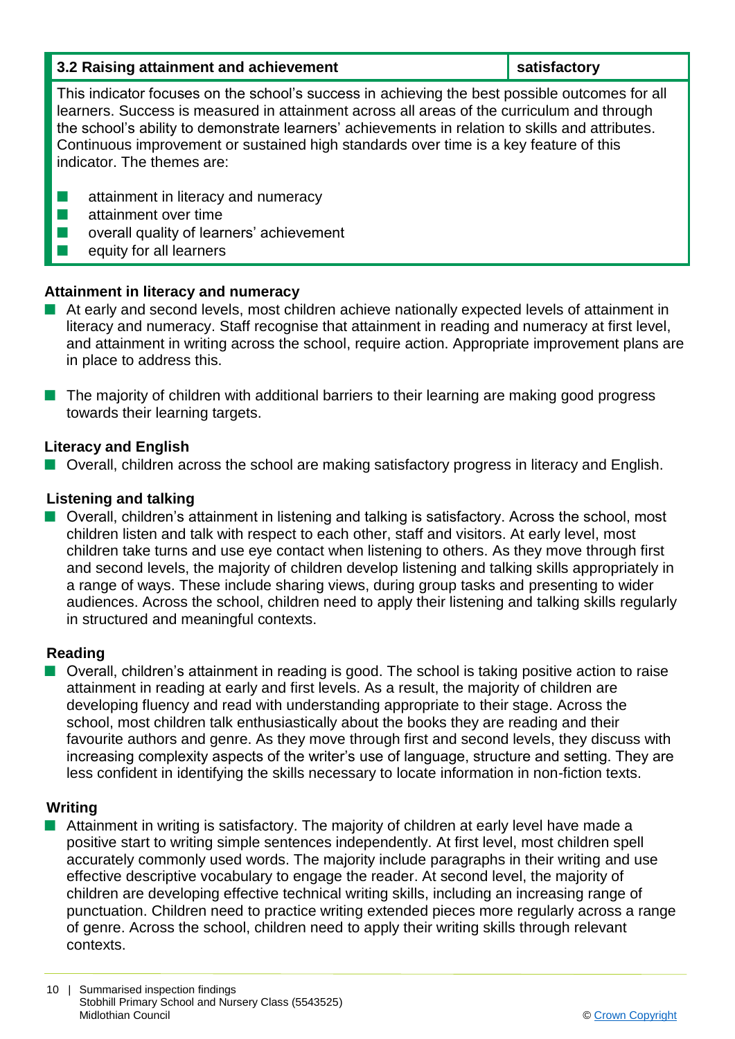| 3.2 Raising attainment and achievement | satisfactory |
|---|---|

This indicator focuses on the school's success in achieving the best possible outcomes for all learners. Success is measured in attainment across all areas of the curriculum and through the school's ability to demonstrate learners' achievements in relation to skills and attributes. Continuous improvement or sustained high standards over time is a key feature of this indicator. The themes are:

- attainment in literacy and numeracy
- attainment over time
- overall quality of learners' achievement
- equity for all learners

### Attainment in literacy and numeracy

- At early and second levels, most children achieve nationally expected levels of attainment in literacy and numeracy. Staff recognise that attainment in reading and numeracy at first level, and attainment in writing across the school, require action. Appropriate improvement plans are in place to address this.

- The majority of children with additional barriers to their learning are making good progress towards their learning targets.

### Literacy and English

- Overall, children across the school are making satisfactory progress in literacy and English.

### Listening and talking

- Overall, children's attainment in listening and talking is satisfactory. Across the school, most children listen and talk with respect to each other, staff and visitors. At early level, most children take turns and use eye contact when listening to others. As they move through first and second levels, the majority of children develop listening and talking skills appropriately in a range of ways. These include sharing views, during group tasks and presenting to wider audiences. Across the school, children need to apply their listening and talking skills regularly in structured and meaningful contexts.

### Reading

- Overall, children's attainment in reading is good. The school is taking positive action to raise attainment in reading at early and first levels. As a result, the majority of children are developing fluency and read with understanding appropriate to their stage. Across the school, most children talk enthusiastically about the books they are reading and their favourite authors and genre. As they move through first and second levels, they discuss with increasing complexity aspects of the writer's use of language, structure and setting. They are less confident in identifying the skills necessary to locate information in non-fiction texts.

### Writing

- Attainment in writing is satisfactory. The majority of children at early level have made a positive start to writing simple sentences independently. At first level, most children spell accurately commonly used words. The majority include paragraphs in their writing and use effective descriptive vocabulary to engage the reader. At second level, the majority of children are developing effective technical writing skills, including an increasing range of punctuation. Children need to practice writing extended pieces more regularly across a range of genre. Across the school, children need to apply their writing skills through relevant contexts.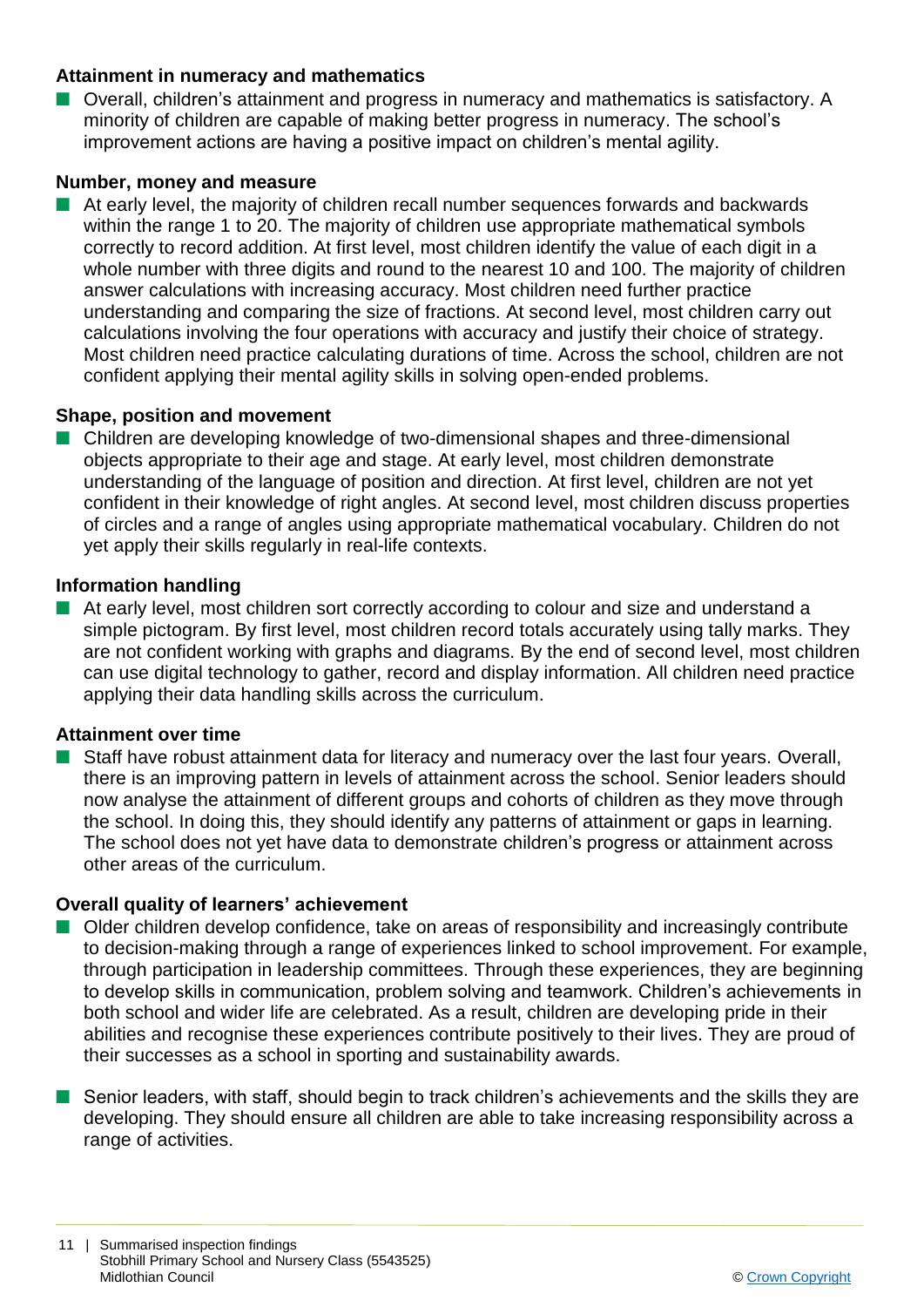### Attainment in numeracy and mathematics

- Overall, children's attainment and progress in numeracy and mathematics is satisfactory. A minority of children are capable of making better progress in numeracy. The school's improvement actions are having a positive impact on children's mental agility.

### Number, money and measure

- At early level, the majority of children recall number sequences forwards and backwards within the range 1 to 20. The majority of children use appropriate mathematical symbols correctly to record addition. At first level, most children identify the value of each digit in a whole number with three digits and round to the nearest 10 and 100. The majority of children answer calculations with increasing accuracy. Most children need further practice understanding and comparing the size of fractions. At second level, most children carry out calculations involving the four operations with accuracy and justify their choice of strategy. Most children need practice calculating durations of time. Across the school, children are not confident applying their mental agility skills in solving open-ended problems.

### Shape, position and movement

- Children are developing knowledge of two-dimensional shapes and three-dimensional objects appropriate to their age and stage. At early level, most children demonstrate understanding of the language of position and direction. At first level, children are not yet confident in their knowledge of right angles. At second level, most children discuss properties of circles and a range of angles using appropriate mathematical vocabulary. Children do not yet apply their skills regularly in real-life contexts.

### Information handling

- At early level, most children sort correctly according to colour and size and understand a simple pictogram. By first level, most children record totals accurately using tally marks. They are not confident working with graphs and diagrams. By the end of second level, most children can use digital technology to gather, record and display information. All children need practice applying their data handling skills across the curriculum.

### Attainment over time

- Staff have robust attainment data for literacy and numeracy over the last four years. Overall, there is an improving pattern in levels of attainment across the school. Senior leaders should now analyse the attainment of different groups and cohorts of children as they move through the school. In doing this, they should identify any patterns of attainment or gaps in learning. The school does not yet have data to demonstrate children's progress or attainment across other areas of the curriculum.

### Overall quality of learners' achievement

- Older children develop confidence, take on areas of responsibility and increasingly contribute to decision-making through a range of experiences linked to school improvement. For example, through participation in leadership committees. Through these experiences, they are beginning to develop skills in communication, problem solving and teamwork. Children's achievements in both school and wider life are celebrated. As a result, children are developing pride in their abilities and recognise these experiences contribute positively to their lives. They are proud of their successes as a school in sporting and sustainability awards.

- Senior leaders, with staff, should begin to track children's achievements and the skills they are developing. They should ensure all children are able to take increasing responsibility across a range of activities.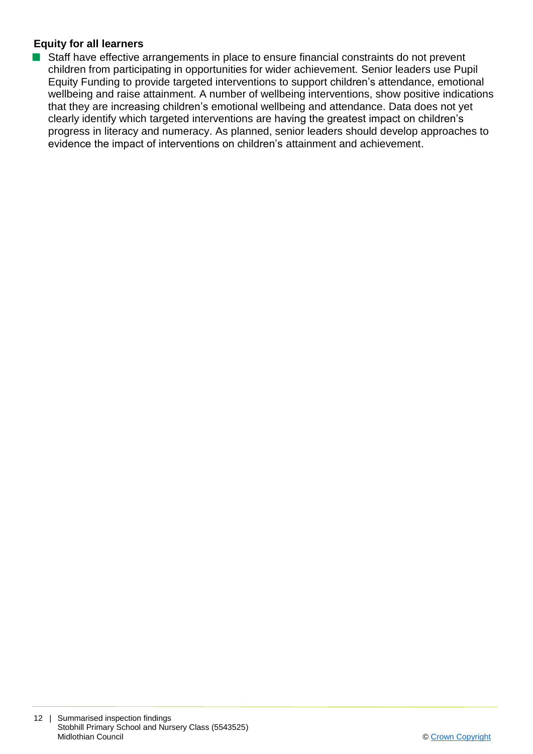### Equity for all learners

- Staff have effective arrangements in place to ensure financial constraints do not prevent children from participating in opportunities for wider achievement. Senior leaders use Pupil Equity Funding to provide targeted interventions to support children's attendance, emotional wellbeing and raise attainment. A number of wellbeing interventions, show positive indications that they are increasing children's emotional wellbeing and attendance. Data does not yet clearly identify which targeted interventions are having the greatest impact on children's progress in literacy and numeracy. As planned, senior leaders should develop approaches to evidence the impact of interventions on children's attainment and achievement.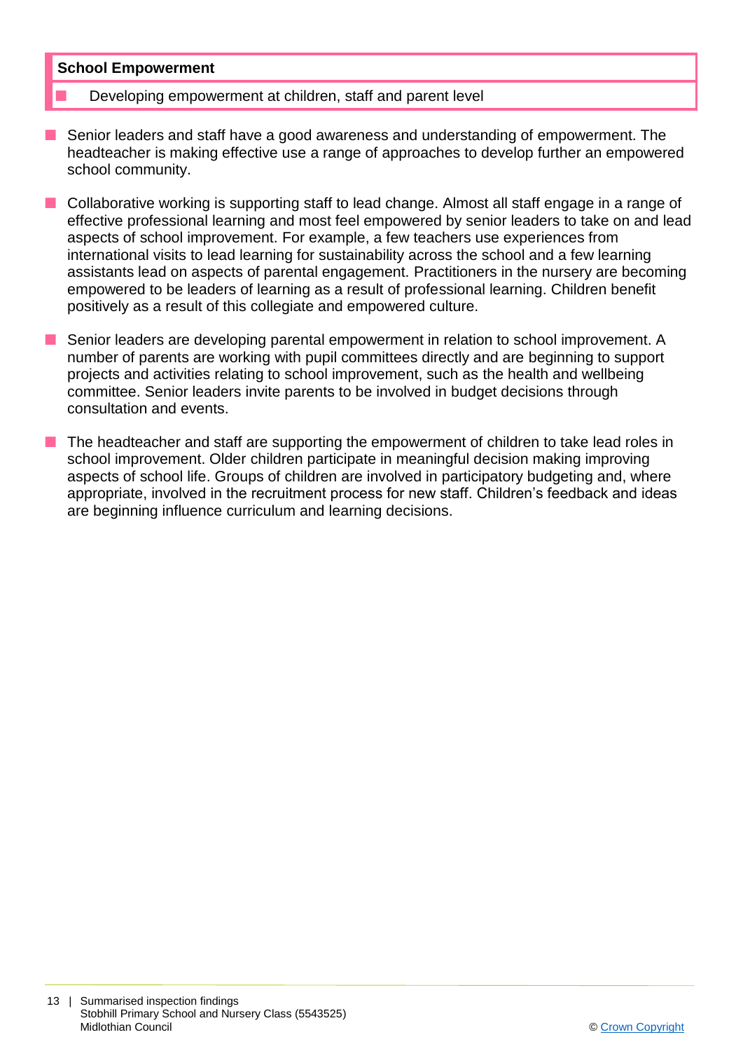**School Empowerment**

- Developing empowerment at children, staff and parent level

- Senior leaders and staff have a good awareness and understanding of empowerment. The headteacher is making effective use a range of approaches to develop further an empowered school community.

- Collaborative working is supporting staff to lead change. Almost all staff engage in a range of effective professional learning and most feel empowered by senior leaders to take on and lead aspects of school improvement. For example, a few teachers use experiences from international visits to lead learning for sustainability across the school and a few learning assistants lead on aspects of parental engagement. Practitioners in the nursery are becoming empowered to be leaders of learning as a result of professional learning. Children benefit positively as a result of this collegiate and empowered culture.

- Senior leaders are developing parental empowerment in relation to school improvement. A number of parents are working with pupil committees directly and are beginning to support projects and activities relating to school improvement, such as the health and wellbeing committee. Senior leaders invite parents to be involved in budget decisions through consultation and events.

- The headteacher and staff are supporting the empowerment of children to take lead roles in school improvement. Older children participate in meaningful decision making improving aspects of school life. Groups of children are involved in participatory budgeting and, where appropriate, involved in the recruitment process for new staff. Children's feedback and ideas are beginning influence curriculum and learning decisions.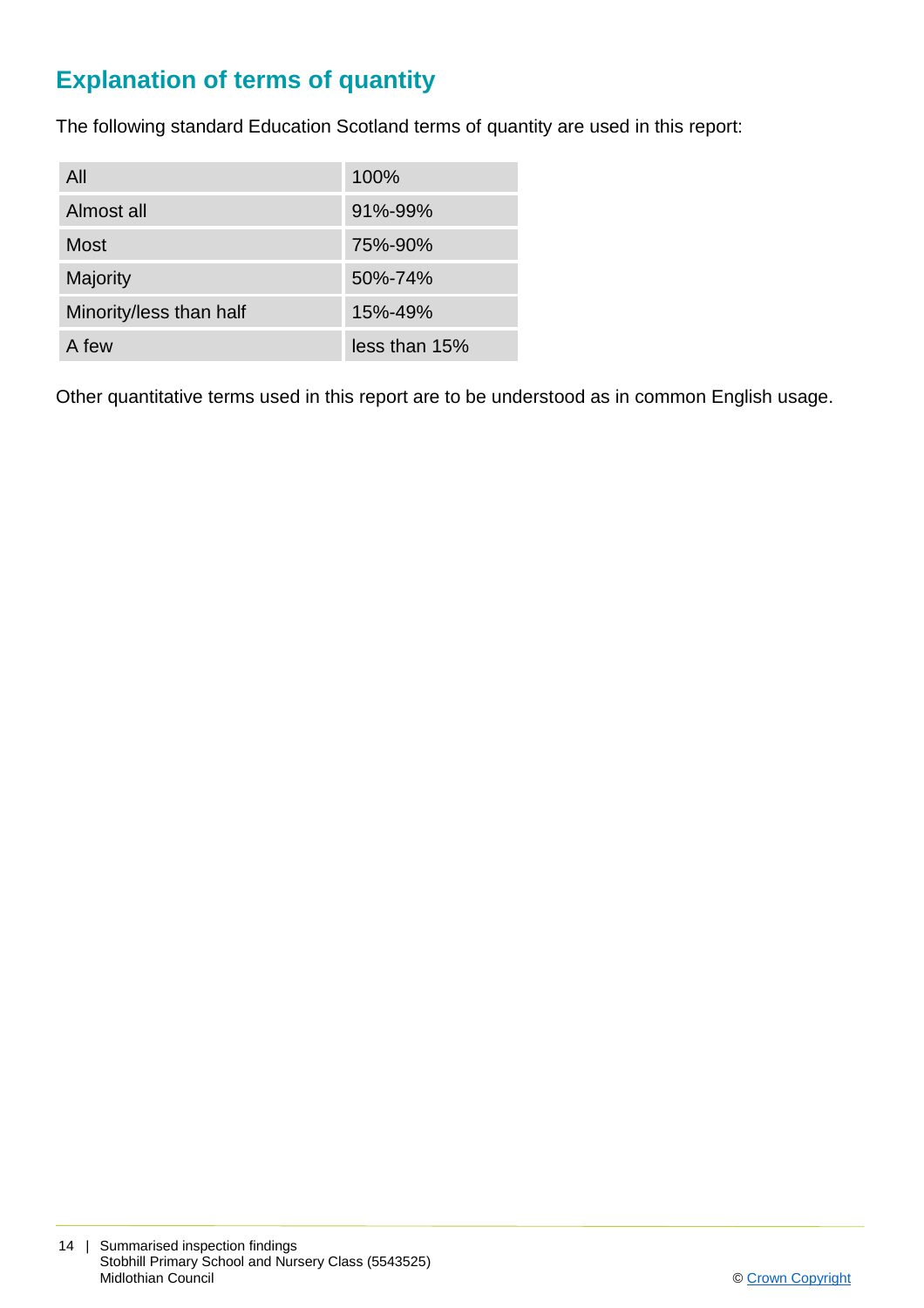## Explanation of terms of quantity

The following standard Education Scotland terms of quantity are used in this report:

| | |
|---|---|
| All | 100% |
| Almost all | 91%-99% |
| Most | 75%-90% |
| Majority | 50%-74% |
| Minority/less than half | 15%-49% |
| A few | less than 15% |

Other quantitative terms used in this report are to be understood as in common English usage.